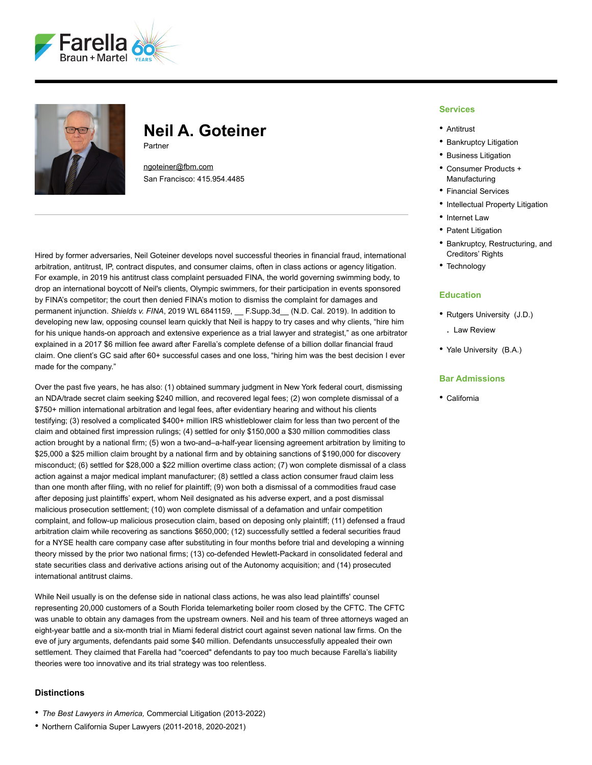# Neil A. Goteiner

Partner

ngoteiner@fbm.com
San Francisco: 415.954.4485

Hired by former adversaries, Neil Goteiner develops novel successful theories in financial fraud, international arbitration, antitrust, IP, contract disputes, and consumer claims, often in class actions or agency litigation. For example, in 2019 his antitrust class complaint persuaded FINA, the world governing swimming body, to drop an international boycott of Neil's clients, Olympic swimmers, for their participation in events sponsored by FINA's competitor; the court then denied FINA's motion to dismiss the complaint for damages and permanent injunction. *Shields v. FINA*, 2019 WL 6841159, __ F.Supp.3d__ (N.D. Cal. 2019). In addition to developing new law, opposing counsel learn quickly that Neil is happy to try cases and why clients, "hire him for his unique hands-on approach and extensive experience as a trial lawyer and strategist," as one arbitrator explained in a 2017 $6 million fee award after Farella's complete defense of a billion dollar financial fraud claim. One client's GC said after 60+ successful cases and one loss, "hiring him was the best decision I ever made for the company."

Over the past five years, he has also: (1) obtained summary judgment in New York federal court, dismissing an NDA/trade secret claim seeking $240 million, and recovered legal fees; (2) won complete dismissal of a $750+ million international arbitration and legal fees, after evidentiary hearing and without his clients testifying; (3) resolved a complicated $400+ million IRS whistleblower claim for less than two percent of the claim and obtained first impression rulings; (4) settled for only $150,000 a $30 million commodities class action brought by a national firm; (5) won a two-and–a-half-year licensing agreement arbitration by limiting to $25,000 a $25 million claim brought by a national firm and by obtaining sanctions of $190,000 for discovery misconduct; (6) settled for $28,000 a $22 million overtime class action; (7) won complete dismissal of a class action against a major medical implant manufacturer; (8) settled a class action consumer fraud claim less than one month after filing, with no relief for plaintiff; (9) won both a dismissal of a commodities fraud case after deposing just plaintiffs' expert, whom Neil designated as his adverse expert, and a post dismissal malicious prosecution settlement; (10) won complete dismissal of a defamation and unfair competition complaint, and follow-up malicious prosecution claim, based on deposing only plaintiff; (11) defensed a fraud arbitration claim while recovering as sanctions $650,000; (12) successfully settled a federal securities fraud for a NYSE health care company case after substituting in four months before trial and developing a winning theory missed by the prior two national firms; (13) co-defended Hewlett-Packard in consolidated federal and state securities class and derivative actions arising out of the Autonomy acquisition; and (14) prosecuted international antitrust claims.

While Neil usually is on the defense side in national class actions, he was also lead plaintiffs' counsel representing 20,000 customers of a South Florida telemarketing boiler room closed by the CFTC. The CFTC was unable to obtain any damages from the upstream owners. Neil and his team of three attorneys waged an eight-year battle and a six-month trial in Miami federal district court against seven national law firms. On the eve of jury arguments, defendants paid some $40 million. Defendants unsuccessfully appealed their own settlement. They claimed that Farella had "coerced" defendants to pay too much because Farella's liability theories were too innovative and its trial strategy was too relentless.

### Distinctions

- *The Best Lawyers in America,* Commercial Litigation (2013-2022)
- Northern California Super Lawyers (2011-2018, 2020-2021)

## Services

- Antitrust
- Bankruptcy Litigation
- Business Litigation
- Consumer Products + Manufacturing
- Financial Services
- Intellectual Property Litigation
- Internet Law
- Patent Litigation
- Bankruptcy, Restructuring, and Creditors' Rights
- Technology

## Education

- Rutgers University (J.D.)
  - Law Review
- Yale University (B.A.)

## Bar Admissions

- California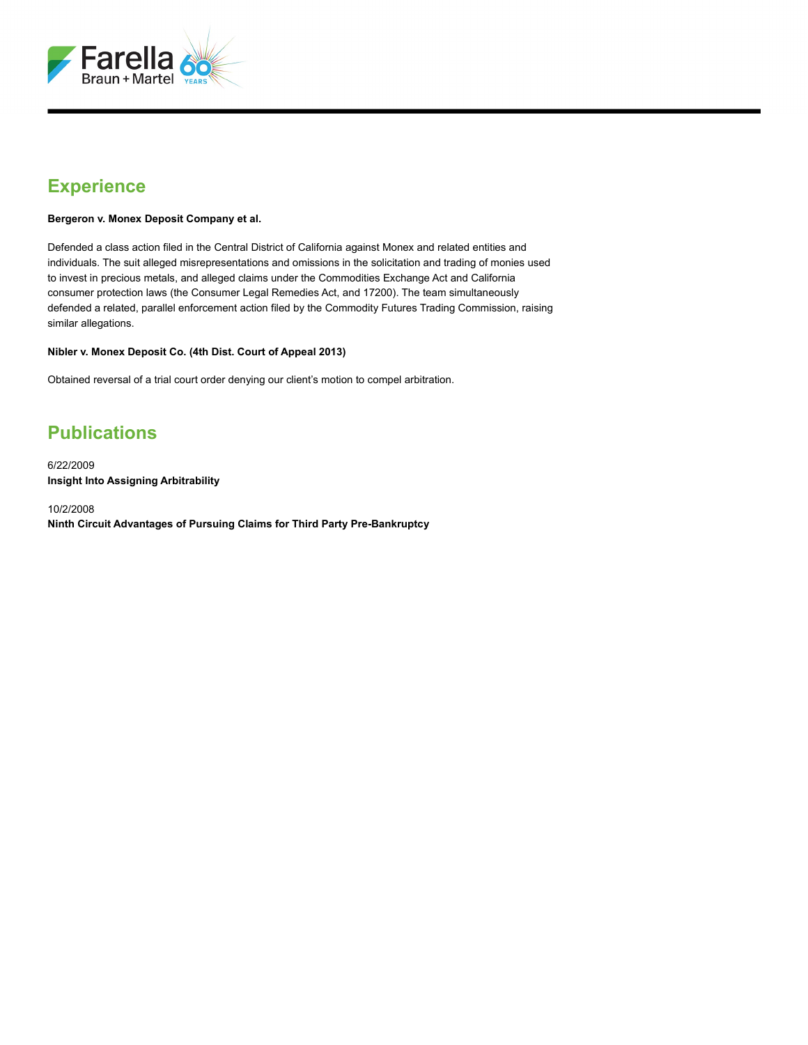## Experience

**Bergeron v. Monex Deposit Company et al.**

Defended a class action filed in the Central District of California against Monex and related entities and individuals. The suit alleged misrepresentations and omissions in the solicitation and trading of monies used to invest in precious metals, and alleged claims under the Commodities Exchange Act and California consumer protection laws (the Consumer Legal Remedies Act, and 17200). The team simultaneously defended a related, parallel enforcement action filed by the Commodity Futures Trading Commission, raising similar allegations.

**Nibler v. Monex Deposit Co. (4th Dist. Court of Appeal 2013)**

Obtained reversal of a trial court order denying our client's motion to compel arbitration.

## Publications

6/22/2009
**Insight Into Assigning Arbitrability**

10/2/2008
**Ninth Circuit Advantages of Pursuing Claims for Third Party Pre-Bankruptcy**